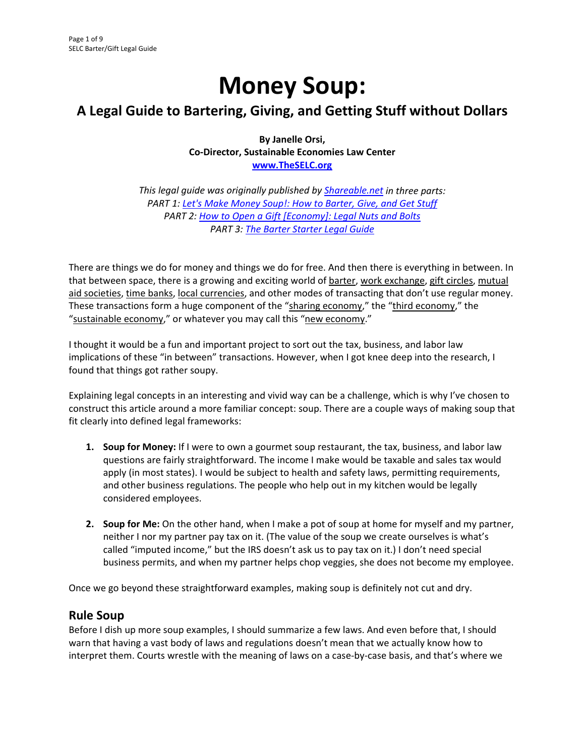# Money Soup:

## A Legal Guide to Bartering, Giving, and Getting Stuff without Dollars

**By Janelle Orsi,**
**Co-Director, Sustainable Economies Law Center**
**www.TheSELC.org**

*This legal guide was originally published by Shareable.net in three parts:*
*PART 1: Let's Make Money Soup!: How to Barter, Give, and Get Stuff*
*PART 2: How to Open a Gift [Economy]: Legal Nuts and Bolts*
*PART 3: The Barter Starter Legal Guide*

There are things we do for money and things we do for free. And then there is everything in between. In that between space, there is a growing and exciting world of barter, work exchange, gift circles, mutual aid societies, time banks, local currencies, and other modes of transacting that don't use regular money. These transactions form a huge component of the "sharing economy," the "third economy," the "sustainable economy," or whatever you may call this "new economy."

I thought it would be a fun and important project to sort out the tax, business, and labor law implications of these "in between" transactions. However, when I got knee deep into the research, I found that things got rather soupy.

Explaining legal concepts in an interesting and vivid way can be a challenge, which is why I've chosen to construct this article around a more familiar concept: soup. There are a couple ways of making soup that fit clearly into defined legal frameworks:

1. **Soup for Money:** If I were to own a gourmet soup restaurant, the tax, business, and labor law questions are fairly straightforward. The income I make would be taxable and sales tax would apply (in most states). I would be subject to health and safety laws, permitting requirements, and other business regulations. The people who help out in my kitchen would be legally considered employees.

2. **Soup for Me:** On the other hand, when I make a pot of soup at home for myself and my partner, neither I nor my partner pay tax on it. (The value of the soup we create ourselves is what's called "imputed income," but the IRS doesn't ask us to pay tax on it.) I don't need special business permits, and when my partner helps chop veggies, she does not become my employee.

Once we go beyond these straightforward examples, making soup is definitely not cut and dry.

## Rule Soup

Before I dish up more soup examples, I should summarize a few laws. And even before that, I should warn that having a vast body of laws and regulations doesn't mean that we actually know how to interpret them. Courts wrestle with the meaning of laws on a case-by-case basis, and that's where we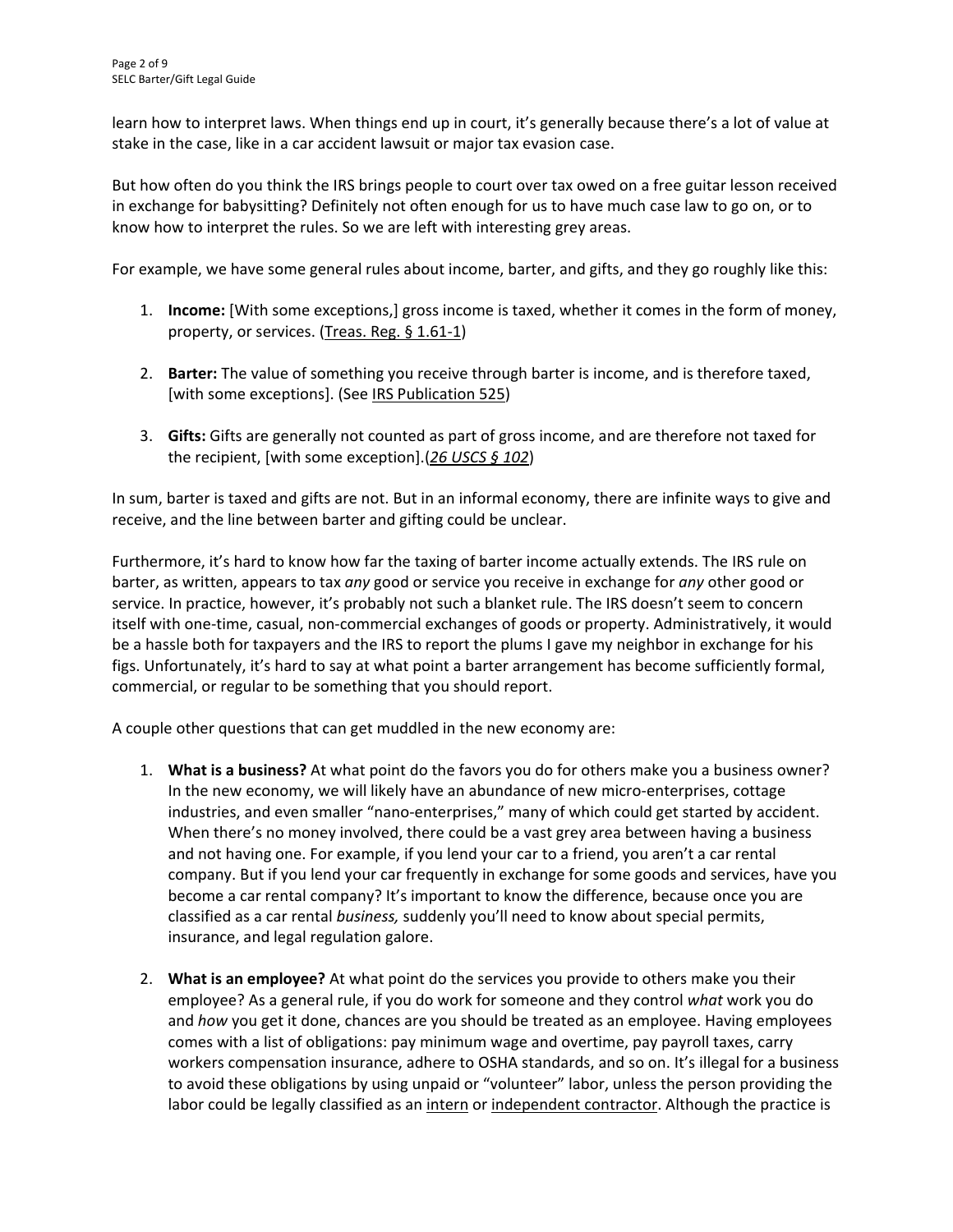learn how to interpret laws. When things end up in court, it's generally because there's a lot of value at stake in the case, like in a car accident lawsuit or major tax evasion case.

But how often do you think the IRS brings people to court over tax owed on a free guitar lesson received in exchange for babysitting? Definitely not often enough for us to have much case law to go on, or to know how to interpret the rules. So we are left with interesting grey areas.

For example, we have some general rules about income, barter, and gifts, and they go roughly like this:

1. **Income:** [With some exceptions,] gross income is taxed, whether it comes in the form of money, property, or services. (Treas. Reg. § 1.61-1)

2. **Barter:** The value of something you receive through barter is income, and is therefore taxed, [with some exceptions]. (See IRS Publication 525)

3. **Gifts:** Gifts are generally not counted as part of gross income, and are therefore not taxed for the recipient, [with some exception].(*26 USCS § 102*)

In sum, barter is taxed and gifts are not. But in an informal economy, there are infinite ways to give and receive, and the line between barter and gifting could be unclear.

Furthermore, it's hard to know how far the taxing of barter income actually extends. The IRS rule on barter, as written, appears to tax *any* good or service you receive in exchange for *any* other good or service. In practice, however, it's probably not such a blanket rule. The IRS doesn't seem to concern itself with one-time, casual, non-commercial exchanges of goods or property. Administratively, it would be a hassle both for taxpayers and the IRS to report the plums I gave my neighbor in exchange for his figs. Unfortunately, it's hard to say at what point a barter arrangement has become sufficiently formal, commercial, or regular to be something that you should report.

A couple other questions that can get muddled in the new economy are:

1. **What is a business?** At what point do the favors you do for others make you a business owner? In the new economy, we will likely have an abundance of new micro-enterprises, cottage industries, and even smaller "nano-enterprises," many of which could get started by accident. When there's no money involved, there could be a vast grey area between having a business and not having one. For example, if you lend your car to a friend, you aren't a car rental company. But if you lend your car frequently in exchange for some goods and services, have you become a car rental company? It's important to know the difference, because once you are classified as a car rental *business,* suddenly you'll need to know about special permits, insurance, and legal regulation galore.

2. **What is an employee?** At what point do the services you provide to others make you their employee? As a general rule, if you do work for someone and they control *what* work you do and *how* you get it done, chances are you should be treated as an employee. Having employees comes with a list of obligations: pay minimum wage and overtime, pay payroll taxes, carry workers compensation insurance, adhere to OSHA standards, and so on. It's illegal for a business to avoid these obligations by using unpaid or "volunteer" labor, unless the person providing the labor could be legally classified as an intern or independent contractor. Although the practice is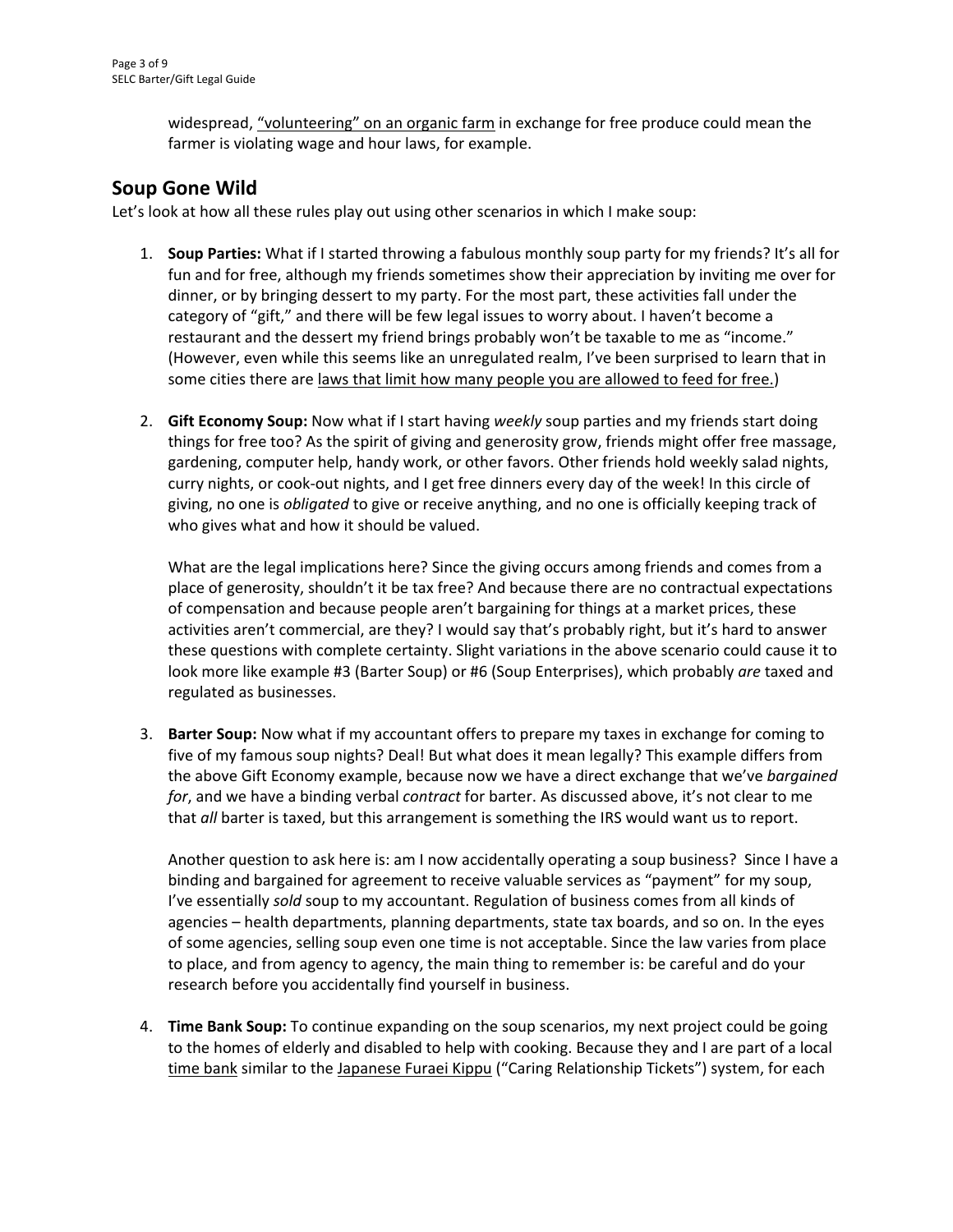widespread, "volunteering" on an organic farm in exchange for free produce could mean the farmer is violating wage and hour laws, for example.

## Soup Gone Wild

Let's look at how all these rules play out using other scenarios in which I make soup:

1. **Soup Parties:** What if I started throwing a fabulous monthly soup party for my friends? It's all for fun and for free, although my friends sometimes show their appreciation by inviting me over for dinner, or by bringing dessert to my party. For the most part, these activities fall under the category of "gift," and there will be few legal issues to worry about. I haven't become a restaurant and the dessert my friend brings probably won't be taxable to me as "income." (However, even while this seems like an unregulated realm, I've been surprised to learn that in some cities there are laws that limit how many people you are allowed to feed for free.)

2. **Gift Economy Soup:** Now what if I start having *weekly* soup parties and my friends start doing things for free too? As the spirit of giving and generosity grow, friends might offer free massage, gardening, computer help, handy work, or other favors. Other friends hold weekly salad nights, curry nights, or cook-out nights, and I get free dinners every day of the week! In this circle of giving, no one is *obligated* to give or receive anything, and no one is officially keeping track of who gives what and how it should be valued.

   What are the legal implications here? Since the giving occurs among friends and comes from a place of generosity, shouldn't it be tax free? And because there are no contractual expectations of compensation and because people aren't bargaining for things at a market prices, these activities aren't commercial, are they? I would say that's probably right, but it's hard to answer these questions with complete certainty. Slight variations in the above scenario could cause it to look more like example #3 (Barter Soup) or #6 (Soup Enterprises), which probably *are* taxed and regulated as businesses.

3. **Barter Soup:** Now what if my accountant offers to prepare my taxes in exchange for coming to five of my famous soup nights? Deal! But what does it mean legally? This example differs from the above Gift Economy example, because now we have a direct exchange that we've *bargained for*, and we have a binding verbal *contract* for barter. As discussed above, it's not clear to me that *all* barter is taxed, but this arrangement is something the IRS would want us to report.

   Another question to ask here is: am I now accidentally operating a soup business? Since I have a binding and bargained for agreement to receive valuable services as "payment" for my soup, I've essentially *sold* soup to my accountant. Regulation of business comes from all kinds of agencies – health departments, planning departments, state tax boards, and so on. In the eyes of some agencies, selling soup even one time is not acceptable. Since the law varies from place to place, and from agency to agency, the main thing to remember is: be careful and do your research before you accidentally find yourself in business.

4. **Time Bank Soup:** To continue expanding on the soup scenarios, my next project could be going to the homes of elderly and disabled to help with cooking. Because they and I are part of a local time bank similar to the Japanese Furaei Kippu ("Caring Relationship Tickets") system, for each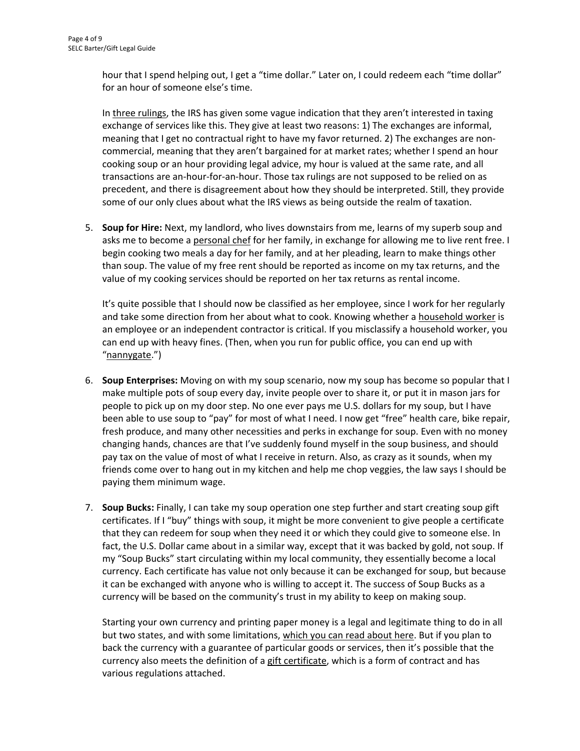hour that I spend helping out, I get a "time dollar." Later on, I could redeem each "time dollar" for an hour of someone else's time.

In three rulings, the IRS has given some vague indication that they aren't interested in taxing exchange of services like this. They give at least two reasons: 1) The exchanges are informal, meaning that I get no contractual right to have my favor returned. 2) The exchanges are non-commercial, meaning that they aren't bargained for at market rates; whether I spend an hour cooking soup or an hour providing legal advice, my hour is valued at the same rate, and all transactions are an-hour-for-an-hour. Those tax rulings are not supposed to be relied on as precedent, and there is disagreement about how they should be interpreted. Still, they provide some of our only clues about what the IRS views as being outside the realm of taxation.

5. **Soup for Hire:** Next, my landlord, who lives downstairs from me, learns of my superb soup and asks me to become a personal chef for her family, in exchange for allowing me to live rent free. I begin cooking two meals a day for her family, and at her pleading, learn to make things other than soup. The value of my free rent should be reported as income on my tax returns, and the value of my cooking services should be reported on her tax returns as rental income.

   It's quite possible that I should now be classified as her employee, since I work for her regularly and take some direction from her about what to cook. Knowing whether a household worker is an employee or an independent contractor is critical. If you misclassify a household worker, you can end up with heavy fines. (Then, when you run for public office, you can end up with "nannygate.")

6. **Soup Enterprises:** Moving on with my soup scenario, now my soup has become so popular that I make multiple pots of soup every day, invite people over to share it, or put it in mason jars for people to pick up on my door step. No one ever pays me U.S. dollars for my soup, but I have been able to use soup to "pay" for most of what I need. I now get "free" health care, bike repair, fresh produce, and many other necessities and perks in exchange for soup. Even with no money changing hands, chances are that I've suddenly found myself in the soup business, and should pay tax on the value of most of what I receive in return. Also, as crazy as it sounds, when my friends come over to hang out in my kitchen and help me chop veggies, the law says I should be paying them minimum wage.

7. **Soup Bucks:** Finally, I can take my soup operation one step further and start creating soup gift certificates. If I "buy" things with soup, it might be more convenient to give people a certificate that they can redeem for soup when they need it or which they could give to someone else. In fact, the U.S. Dollar came about in a similar way, except that it was backed by gold, not soup. If my "Soup Bucks" start circulating within my local community, they essentially become a local currency. Each certificate has value not only because it can be exchanged for soup, but because it can be exchanged with anyone who is willing to accept it. The success of Soup Bucks as a currency will be based on the community's trust in my ability to keep on making soup.

   Starting your own currency and printing paper money is a legal and legitimate thing to do in all but two states, and with some limitations, which you can read about here. But if you plan to back the currency with a guarantee of particular goods or services, then it's possible that the currency also meets the definition of a gift certificate, which is a form of contract and has various regulations attached.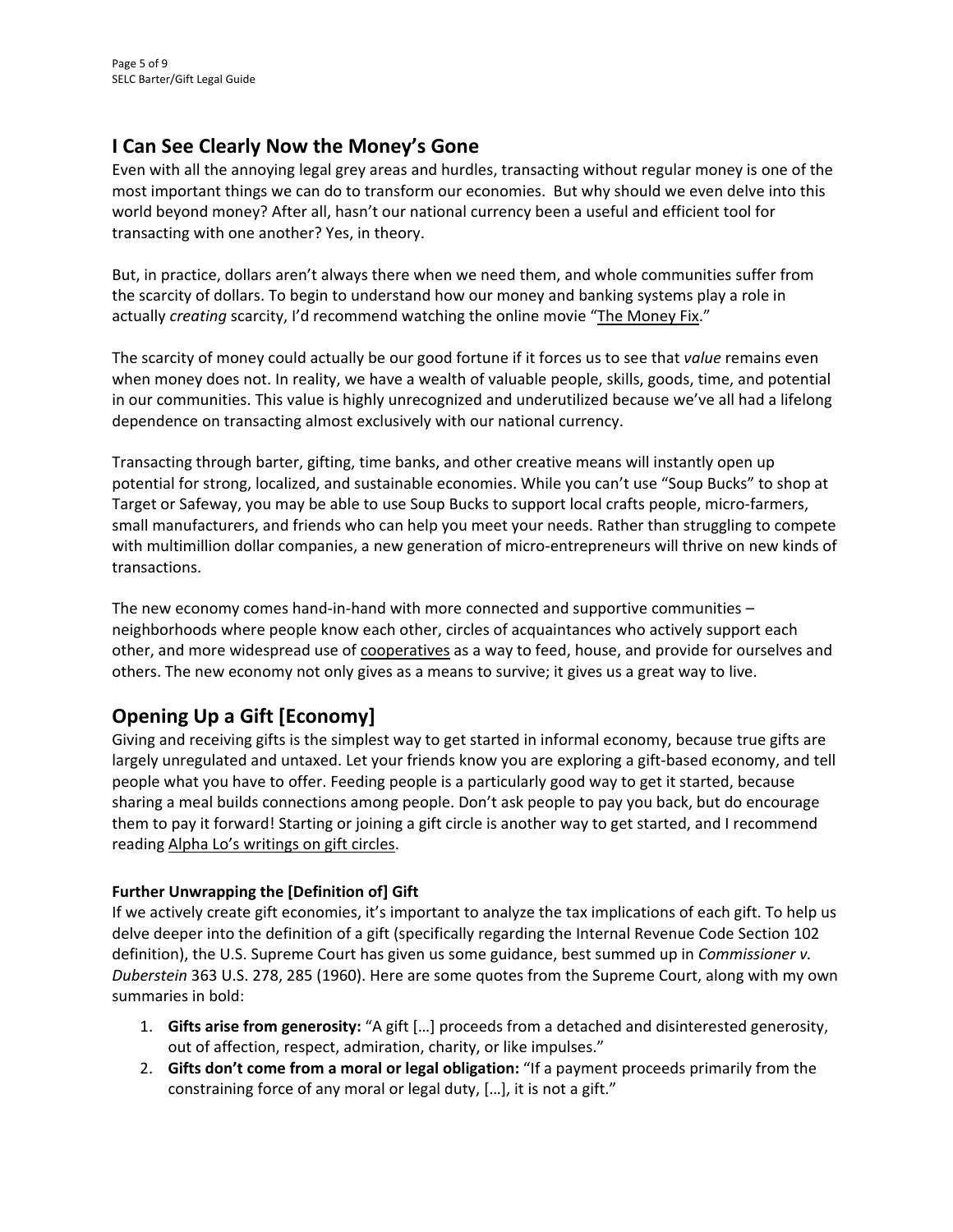## I Can See Clearly Now the Money's Gone

Even with all the annoying legal grey areas and hurdles, transacting without regular money is one of the most important things we can do to transform our economies. But why should we even delve into this world beyond money? After all, hasn't our national currency been a useful and efficient tool for transacting with one another? Yes, in theory.

But, in practice, dollars aren't always there when we need them, and whole communities suffer from the scarcity of dollars. To begin to understand how our money and banking systems play a role in actually *creating* scarcity, I'd recommend watching the online movie "The Money Fix."

The scarcity of money could actually be our good fortune if it forces us to see that *value* remains even when money does not. In reality, we have a wealth of valuable people, skills, goods, time, and potential in our communities. This value is highly unrecognized and underutilized because we've all had a lifelong dependence on transacting almost exclusively with our national currency.

Transacting through barter, gifting, time banks, and other creative means will instantly open up potential for strong, localized, and sustainable economies. While you can't use "Soup Bucks" to shop at Target or Safeway, you may be able to use Soup Bucks to support local crafts people, micro-farmers, small manufacturers, and friends who can help you meet your needs. Rather than struggling to compete with multimillion dollar companies, a new generation of micro-entrepreneurs will thrive on new kinds of transactions.

The new economy comes hand-in-hand with more connected and supportive communities – neighborhoods where people know each other, circles of acquaintances who actively support each other, and more widespread use of cooperatives as a way to feed, house, and provide for ourselves and others. The new economy not only gives as a means to survive; it gives us a great way to live.

## Opening Up a Gift [Economy]

Giving and receiving gifts is the simplest way to get started in informal economy, because true gifts are largely unregulated and untaxed. Let your friends know you are exploring a gift-based economy, and tell people what you have to offer. Feeding people is a particularly good way to get it started, because sharing a meal builds connections among people. Don't ask people to pay you back, but do encourage them to pay it forward! Starting or joining a gift circle is another way to get started, and I recommend reading Alpha Lo's writings on gift circles.

### Further Unwrapping the [Definition of] Gift

If we actively create gift economies, it's important to analyze the tax implications of each gift. To help us delve deeper into the definition of a gift (specifically regarding the Internal Revenue Code Section 102 definition), the U.S. Supreme Court has given us some guidance, best summed up in *Commissioner v. Duberstein* 363 U.S. 278, 285 (1960). Here are some quotes from the Supreme Court, along with my own summaries in bold:

1. **Gifts arise from generosity:** "A gift […] proceeds from a detached and disinterested generosity, out of affection, respect, admiration, charity, or like impulses."
2. **Gifts don't come from a moral or legal obligation:** "If a payment proceeds primarily from the constraining force of any moral or legal duty, […], it is not a gift."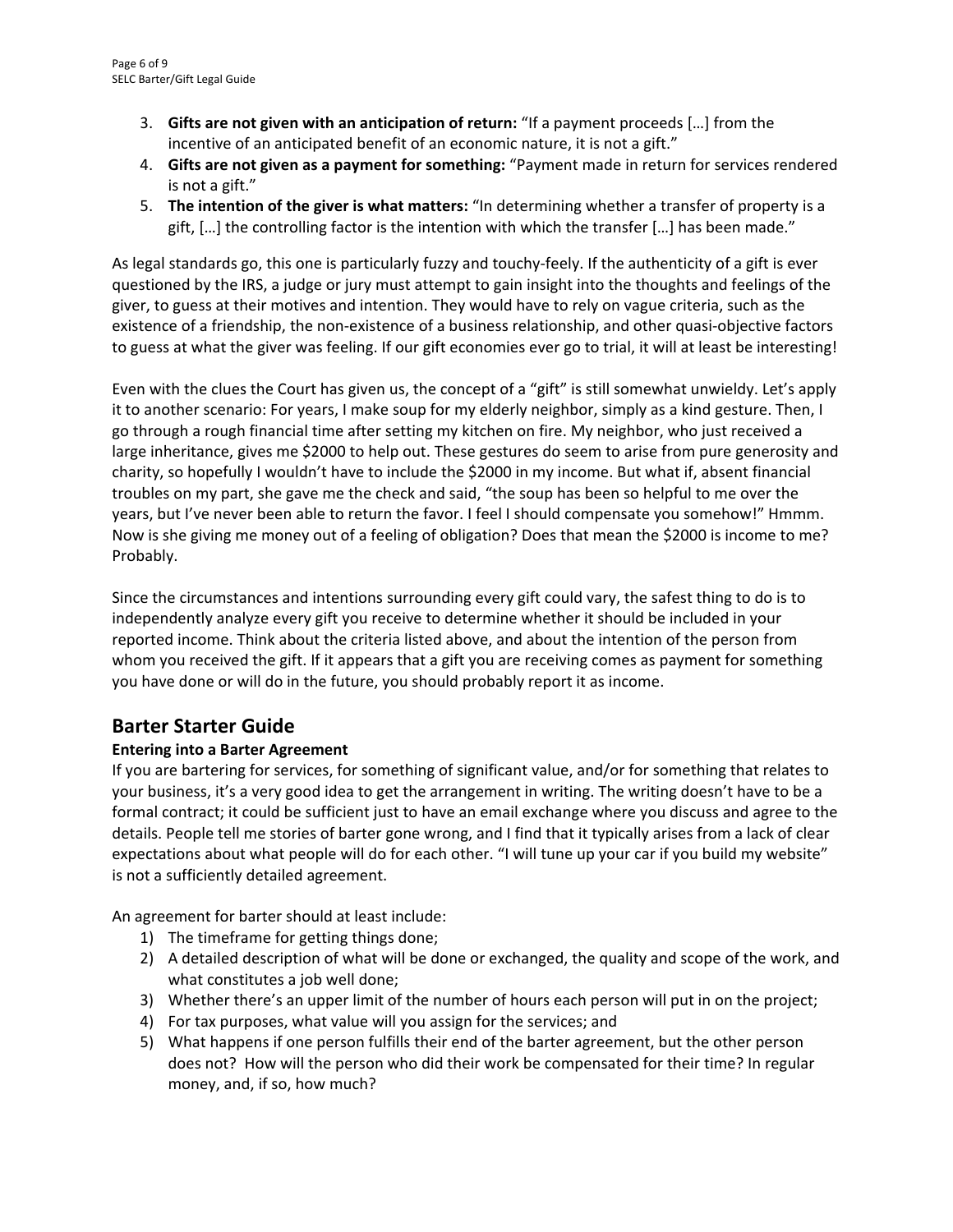3. **Gifts are not given with an anticipation of return:** "If a payment proceeds […] from the incentive of an anticipated benefit of an economic nature, it is not a gift."
4. **Gifts are not given as a payment for something:** "Payment made in return for services rendered is not a gift."
5. **The intention of the giver is what matters:** "In determining whether a transfer of property is a gift, […] the controlling factor is the intention with which the transfer […] has been made."

As legal standards go, this one is particularly fuzzy and touchy-feely. If the authenticity of a gift is ever questioned by the IRS, a judge or jury must attempt to gain insight into the thoughts and feelings of the giver, to guess at their motives and intention. They would have to rely on vague criteria, such as the existence of a friendship, the non-existence of a business relationship, and other quasi-objective factors to guess at what the giver was feeling. If our gift economies ever go to trial, it will at least be interesting!

Even with the clues the Court has given us, the concept of a "gift" is still somewhat unwieldy. Let's apply it to another scenario: For years, I make soup for my elderly neighbor, simply as a kind gesture. Then, I go through a rough financial time after setting my kitchen on fire. My neighbor, who just received a large inheritance, gives me $2000 to help out. These gestures do seem to arise from pure generosity and charity, so hopefully I wouldn't have to include the $2000 in my income. But what if, absent financial troubles on my part, she gave me the check and said, "the soup has been so helpful to me over the years, but I've never been able to return the favor. I feel I should compensate you somehow!" Hmmm. Now is she giving me money out of a feeling of obligation? Does that mean the $2000 is income to me? Probably.

Since the circumstances and intentions surrounding every gift could vary, the safest thing to do is to independently analyze every gift you receive to determine whether it should be included in your reported income. Think about the criteria listed above, and about the intention of the person from whom you received the gift. If it appears that a gift you are receiving comes as payment for something you have done or will do in the future, you should probably report it as income.

## Barter Starter Guide

### Entering into a Barter Agreement

If you are bartering for services, for something of significant value, and/or for something that relates to your business, it's a very good idea to get the arrangement in writing. The writing doesn't have to be a formal contract; it could be sufficient just to have an email exchange where you discuss and agree to the details. People tell me stories of barter gone wrong, and I find that it typically arises from a lack of clear expectations about what people will do for each other. "I will tune up your car if you build my website" is not a sufficiently detailed agreement.

An agreement for barter should at least include:

1) The timeframe for getting things done;
2) A detailed description of what will be done or exchanged, the quality and scope of the work, and what constitutes a job well done;
3) Whether there's an upper limit of the number of hours each person will put in on the project;
4) For tax purposes, what value will you assign for the services; and
5) What happens if one person fulfills their end of the barter agreement, but the other person does not? How will the person who did their work be compensated for their time? In regular money, and, if so, how much?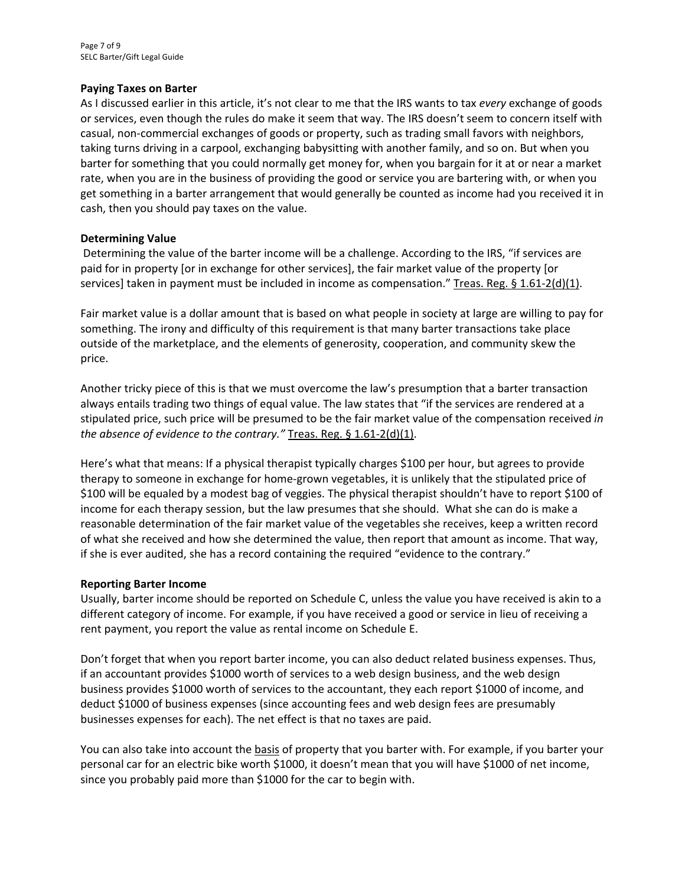**Paying Taxes on Barter**

As I discussed earlier in this article, it's not clear to me that the IRS wants to tax *every* exchange of goods or services, even though the rules do make it seem that way. The IRS doesn't seem to concern itself with casual, non-commercial exchanges of goods or property, such as trading small favors with neighbors, taking turns driving in a carpool, exchanging babysitting with another family, and so on. But when you barter for something that you could normally get money for, when you bargain for it at or near a market rate, when you are in the business of providing the good or service you are bartering with, or when you get something in a barter arrangement that would generally be counted as income had you received it in cash, then you should pay taxes on the value.

**Determining Value**

Determining the value of the barter income will be a challenge. According to the IRS, "if services are paid for in property [or in exchange for other services], the fair market value of the property [or services] taken in payment must be included in income as compensation." Treas. Reg. § 1.61-2(d)(1).

Fair market value is a dollar amount that is based on what people in society at large are willing to pay for something. The irony and difficulty of this requirement is that many barter transactions take place outside of the marketplace, and the elements of generosity, cooperation, and community skew the price.

Another tricky piece of this is that we must overcome the law's presumption that a barter transaction always entails trading two things of equal value. The law states that "if the services are rendered at a stipulated price, such price will be presumed to be the fair market value of the compensation received *in the absence of evidence to the contrary."* Treas. Reg. § 1.61-2(d)(1).

Here's what that means: If a physical therapist typically charges $100 per hour, but agrees to provide therapy to someone in exchange for home-grown vegetables, it is unlikely that the stipulated price of $100 will be equaled by a modest bag of veggies. The physical therapist shouldn't have to report $100 of income for each therapy session, but the law presumes that she should. What she can do is make a reasonable determination of the fair market value of the vegetables she receives, keep a written record of what she received and how she determined the value, then report that amount as income. That way, if she is ever audited, she has a record containing the required "evidence to the contrary."

**Reporting Barter Income**

Usually, barter income should be reported on Schedule C, unless the value you have received is akin to a different category of income. For example, if you have received a good or service in lieu of receiving a rent payment, you report the value as rental income on Schedule E.

Don't forget that when you report barter income, you can also deduct related business expenses. Thus, if an accountant provides $1000 worth of services to a web design business, and the web design business provides $1000 worth of services to the accountant, they each report $1000 of income, and deduct $1000 of business expenses (since accounting fees and web design fees are presumably businesses expenses for each). The net effect is that no taxes are paid.

You can also take into account the basis of property that you barter with. For example, if you barter your personal car for an electric bike worth $1000, it doesn't mean that you will have $1000 of net income, since you probably paid more than $1000 for the car to begin with.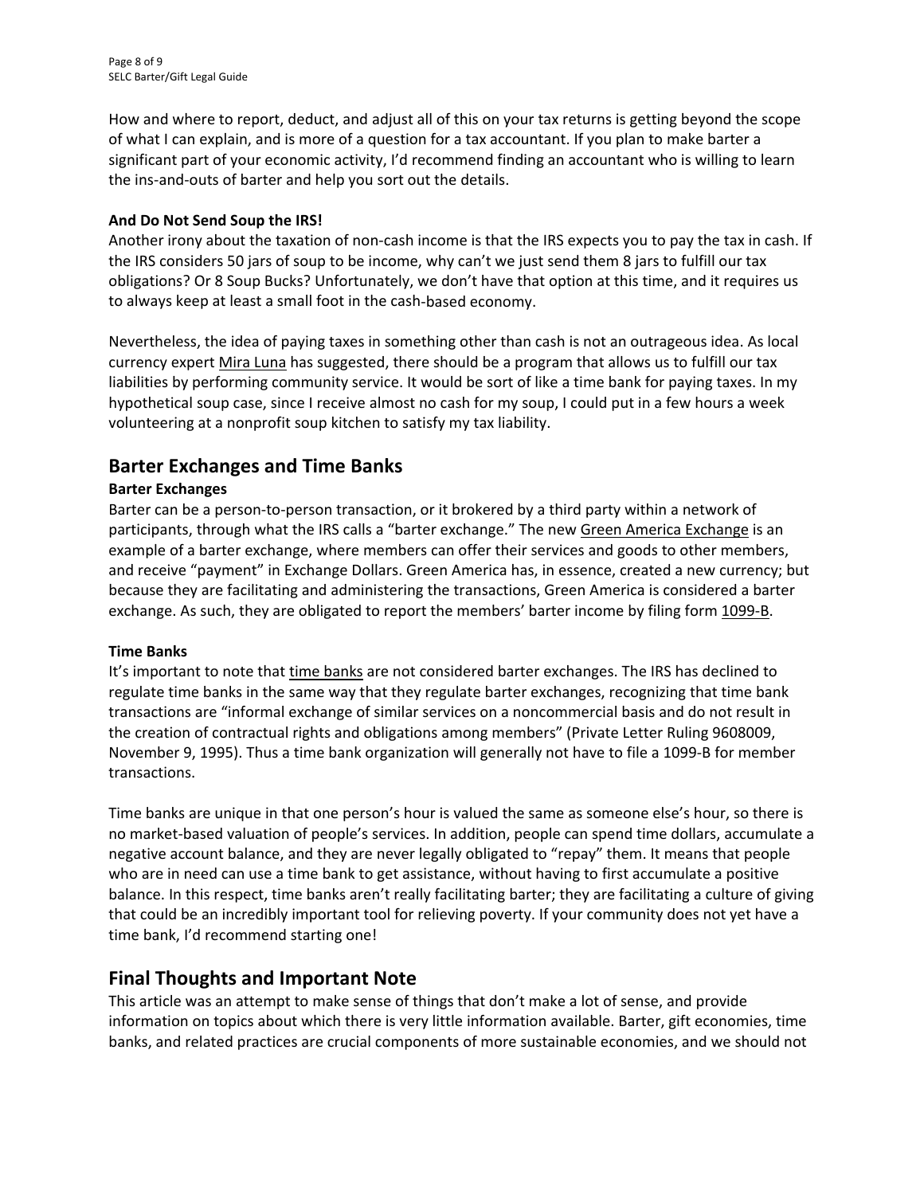How and where to report, deduct, and adjust all of this on your tax returns is getting beyond the scope of what I can explain, and is more of a question for a tax accountant. If you plan to make barter a significant part of your economic activity, I'd recommend finding an accountant who is willing to learn the ins-and-outs of barter and help you sort out the details.

**And Do Not Send Soup the IRS!**

Another irony about the taxation of non-cash income is that the IRS expects you to pay the tax in cash. If the IRS considers 50 jars of soup to be income, why can't we just send them 8 jars to fulfill our tax obligations? Or 8 Soup Bucks? Unfortunately, we don't have that option at this time, and it requires us to always keep at least a small foot in the cash-based economy.

Nevertheless, the idea of paying taxes in something other than cash is not an outrageous idea. As local currency expert Mira Luna has suggested, there should be a program that allows us to fulfill our tax liabilities by performing community service. It would be sort of like a time bank for paying taxes. In my hypothetical soup case, since I receive almost no cash for my soup, I could put in a few hours a week volunteering at a nonprofit soup kitchen to satisfy my tax liability.

## Barter Exchanges and Time Banks

**Barter Exchanges**

Barter can be a person-to-person transaction, or it brokered by a third party within a network of participants, through what the IRS calls a "barter exchange." The new Green America Exchange is an example of a barter exchange, where members can offer their services and goods to other members, and receive "payment" in Exchange Dollars. Green America has, in essence, created a new currency; but because they are facilitating and administering the transactions, Green America is considered a barter exchange. As such, they are obligated to report the members' barter income by filing form 1099-B.

**Time Banks**

It's important to note that time banks are not considered barter exchanges. The IRS has declined to regulate time banks in the same way that they regulate barter exchanges, recognizing that time bank transactions are "informal exchange of similar services on a noncommercial basis and do not result in the creation of contractual rights and obligations among members" (Private Letter Ruling 9608009, November 9, 1995). Thus a time bank organization will generally not have to file a 1099-B for member transactions.

Time banks are unique in that one person's hour is valued the same as someone else's hour, so there is no market-based valuation of people's services. In addition, people can spend time dollars, accumulate a negative account balance, and they are never legally obligated to "repay" them. It means that people who are in need can use a time bank to get assistance, without having to first accumulate a positive balance. In this respect, time banks aren't really facilitating barter; they are facilitating a culture of giving that could be an incredibly important tool for relieving poverty. If your community does not yet have a time bank, I'd recommend starting one!

## Final Thoughts and Important Note

This article was an attempt to make sense of things that don't make a lot of sense, and provide information on topics about which there is very little information available. Barter, gift economies, time banks, and related practices are crucial components of more sustainable economies, and we should not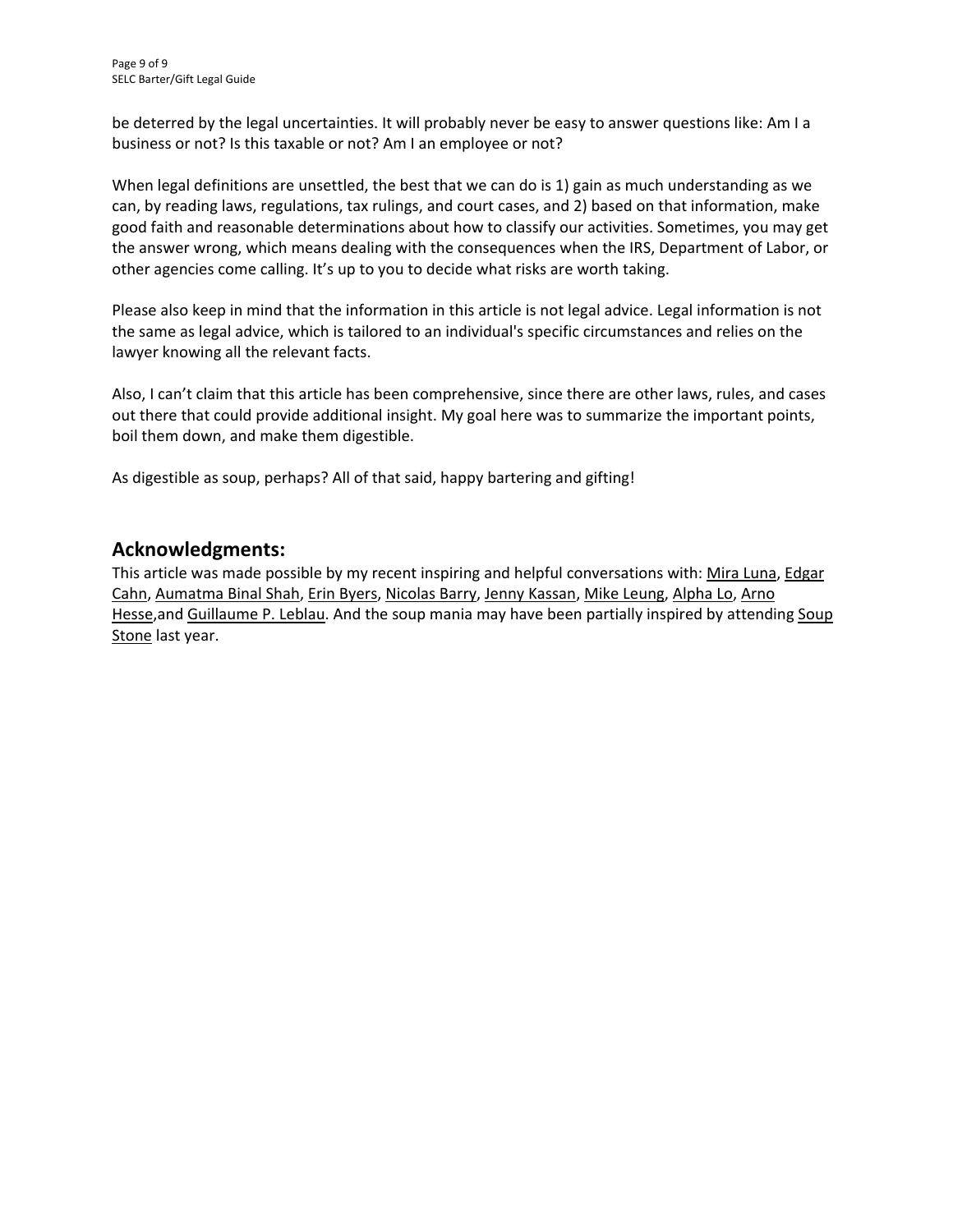be deterred by the legal uncertainties. It will probably never be easy to answer questions like: Am I a business or not? Is this taxable or not? Am I an employee or not?

When legal definitions are unsettled, the best that we can do is 1) gain as much understanding as we can, by reading laws, regulations, tax rulings, and court cases, and 2) based on that information, make good faith and reasonable determinations about how to classify our activities. Sometimes, you may get the answer wrong, which means dealing with the consequences when the IRS, Department of Labor, or other agencies come calling. It's up to you to decide what risks are worth taking.

Please also keep in mind that the information in this article is not legal advice. Legal information is not the same as legal advice, which is tailored to an individual's specific circumstances and relies on the lawyer knowing all the relevant facts.

Also, I can't claim that this article has been comprehensive, since there are other laws, rules, and cases out there that could provide additional insight. My goal here was to summarize the important points, boil them down, and make them digestible.

As digestible as soup, perhaps? All of that said, happy bartering and gifting!

## Acknowledgments:

This article was made possible by my recent inspiring and helpful conversations with: Mira Luna, Edgar Cahn, Aumatma Binal Shah, Erin Byers, Nicolas Barry, Jenny Kassan, Mike Leung, Alpha Lo, Arno Hesse,and Guillaume P. Leblau. And the soup mania may have been partially inspired by attending Soup Stone last year.